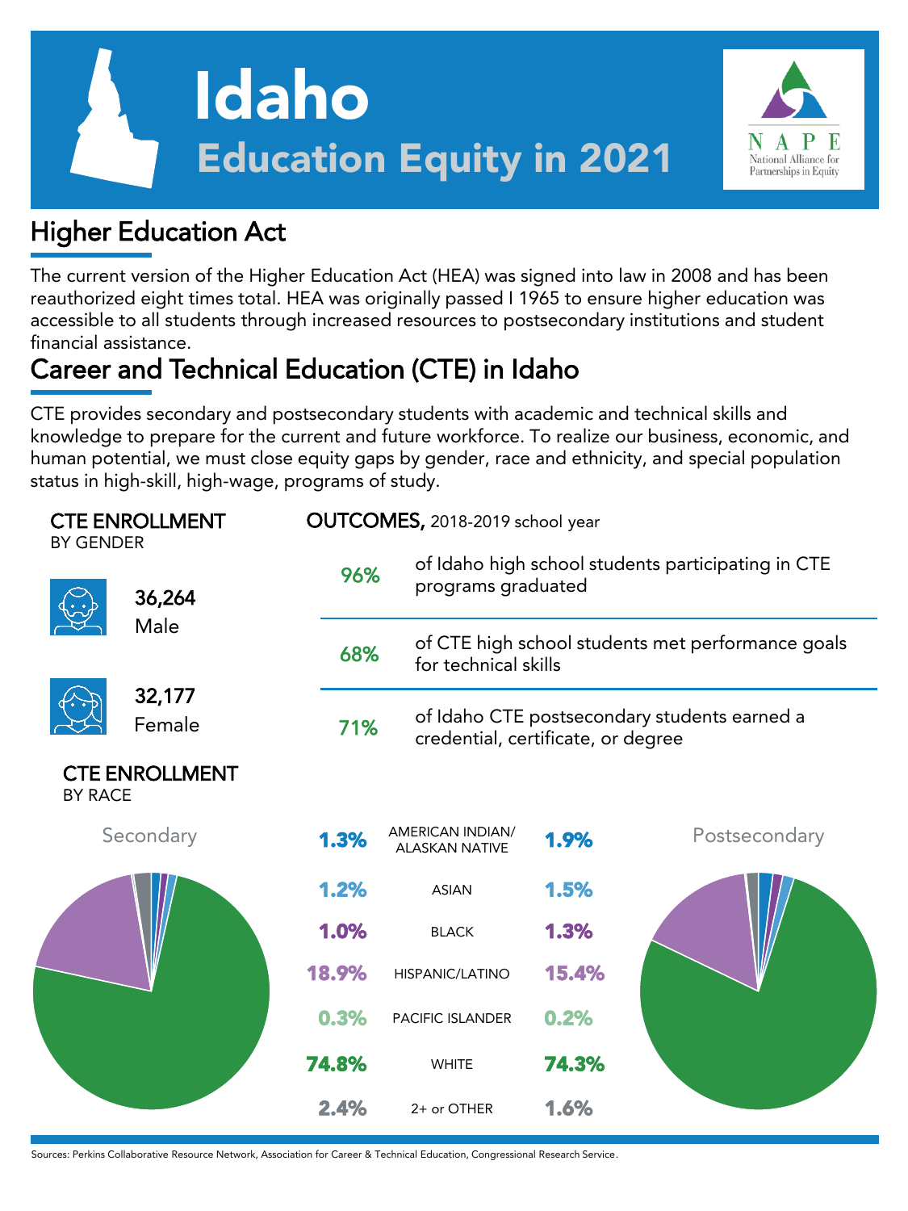# Idaho

## Education Equity in 2021

NAPE National Alliance for Partnerships in Equity

## Higher Education Act

The current version of the Higher Education Act (HEA) was signed into law in 2008 and has been reauthorized eight times total. HEA was originally passed I 1965 to ensure higher education was accessible to all students through increased resources to postsecondary institutions and student financial assistance.

## Career and Technical Education (CTE) in Idaho

CTE provides secondary and postsecondary students with academic and technical skills and knowledge to prepare for the current and future workforce. To realize our business, economic, and human potential, we must close equity gaps by gender, race and ethnicity, and special population status in high-skill, high-wage, programs of study.

### CTE ENROLLMENT BY GENDER

**36,264** Male

**32,177** Female

### OUTCOMES, 2018-2019 school year

**96%** of Idaho high school students participating in CTE programs graduated

**68%** of CTE high school students met performance goals for technical skills

**71%** of Idaho CTE postsecondary students earned a credential, certificate, or degree

### CTE ENROLLMENT BY RACE

| Secondary | | Postsecondary |
|---|---|---|
| 1.3% | AMERICAN INDIAN/ ALASKAN NATIVE | 1.9% |
| 1.2% | ASIAN | 1.5% |
| 1.0% | BLACK | 1.3% |
| 18.9% | HISPANIC/LATINO | 15.4% |
| 0.3% | PACIFIC ISLANDER | 0.2% |
| 74.8% | WHITE | 74.3% |
| 2.4% | 2+ or OTHER | 1.6% |

Sources: Perkins Collaborative Resource Network, Association for Career & Technical Education, Congressional Research Service.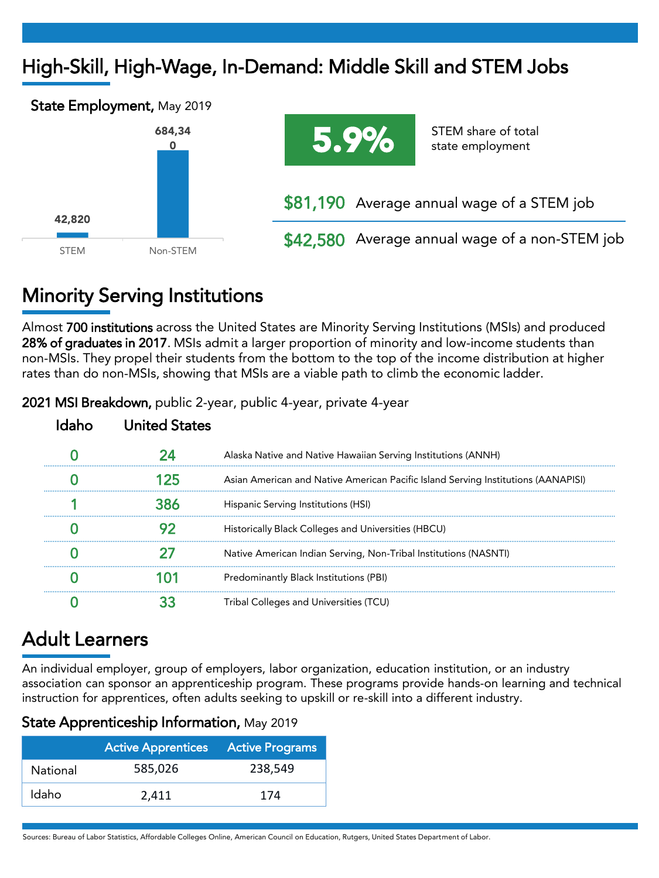# High-Skill, High-Wage, In-Demand: Middle Skill and STEM Jobs

**State Employment,** May 2019

| | Employment |
|---|---|
| STEM | 42,820 |
| Non-STEM | 684,340 |

**5.9%** STEM share of total state employment

**$81,190** Average annual wage of a STEM job

**$42,580** Average annual wage of a non-STEM job

# Minority Serving Institutions

Almost **700 institutions** across the United States are Minority Serving Institutions (MSIs) and produced **28% of graduates in 2017**. MSIs admit a larger proportion of minority and low-income students than non-MSIs. They propel their students from the bottom to the top of the income distribution at higher rates than do non-MSIs, showing that MSIs are a viable path to climb the economic ladder.

**2021 MSI Breakdown,** public 2-year, public 4-year, private 4-year

| Idaho | United States | |
|---|---|---|
| 0 | 24 | Alaska Native and Native Hawaiian Serving Institutions (ANNH) |
| 0 | 125 | Asian American and Native American Pacific Island Serving Institutions (AANAPISI) |
| 1 | 386 | Hispanic Serving Institutions (HSI) |
| 0 | 92 | Historically Black Colleges and Universities (HBCU) |
| 0 | 27 | Native American Indian Serving, Non-Tribal Institutions (NASNTI) |
| 0 | 101 | Predominantly Black Institutions (PBI) |
| 0 | 33 | Tribal Colleges and Universities (TCU) |

# Adult Learners

An individual employer, group of employers, labor organization, education institution, or an industry association can sponsor an apprenticeship program. These programs provide hands-on learning and technical instruction for apprentices, often adults seeking to upskill or re-skill into a different industry.

**State Apprenticeship Information,** May 2019

| | Active Apprentices | Active Programs |
|---|---|---|
| National | 585,026 | 238,549 |
| Idaho | 2,411 | 174 |

Sources: Bureau of Labor Statistics, Affordable Colleges Online, American Council on Education, Rutgers, United States Department of Labor.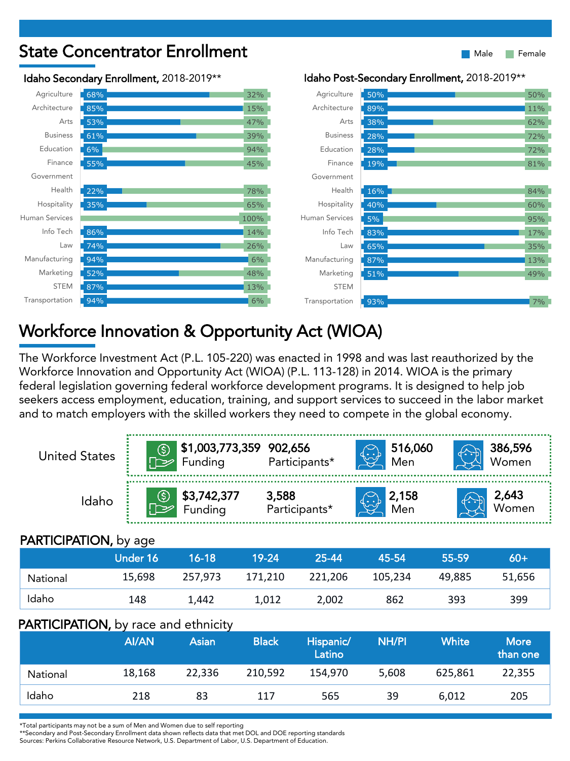# State Concentrator Enrollment

Male | Female

### Idaho Secondary Enrollment, 2018-2019**

| Career Cluster | Male | Female |
|---|---|---|
| Agriculture | 68% | 32% |
| Architecture | 85% | 15% |
| Arts | 53% | 47% |
| Business | 61% | 39% |
| Education | 6% | 94% |
| Finance | 55% | 45% |
| Government | | |
| Health | 22% | 78% |
| Hospitality | 35% | 65% |
| Human Services | | 100% |
| Info Tech | 86% | 14% |
| Law | 74% | 26% |
| Manufacturing | 94% | 6% |
| Marketing | 52% | 48% |
| STEM | 87% | 13% |
| Transportation | 94% | 6% |

### Idaho Post-Secondary Enrollment, 2018-2019**

| Career Cluster | Male | Female |
|---|---|---|
| Agriculture | 50% | 50% |
| Architecture | 89% | 11% |
| Arts | 38% | 62% |
| Business | 28% | 72% |
| Education | 28% | 72% |
| Finance | 19% | 81% |
| Government | | |
| Health | 16% | 84% |
| Hospitality | 40% | 60% |
| Human Services | 5% | 95% |
| Info Tech | 83% | 17% |
| Law | 65% | 35% |
| Manufacturing | 87% | 13% |
| Marketing | 51% | 49% |
| STEM | | |
| Transportation | 93% | 7% |

# Workforce Innovation & Opportunity Act (WIOA)

The Workforce Investment Act (P.L. 105-220) was enacted in 1998 and was last reauthorized by the Workforce Innovation and Opportunity Act (WIOA) (P.L. 113-128) in 2014. WIOA is the primary federal legislation governing federal workforce development programs. It is designed to help job seekers access employment, education, training, and support services to succeed in the labor market and to match employers with the skilled workers they need to compete in the global economy.

| | Funding | Participants* | Men | Women |
|---|---|---|---|---|
| United States | $1,003,773,359 | 902,656 | 516,060 | 386,596 |
| Idaho | $3,742,377 | 3,588 | 2,158 | 2,643 |

## PARTICIPATION, by age

| | Under 16 | 16-18 | 19-24 | 25-44 | 45-54 | 55-59 | 60+ |
|---|---|---|---|---|---|---|---|
| National | 15,698 | 257,973 | 171,210 | 221,206 | 105,234 | 49,885 | 51,656 |
| Idaho | 148 | 1,442 | 1,012 | 2,002 | 862 | 393 | 399 |

## PARTICIPATION, by race and ethnicity

| | AI/AN | Asian | Black | Hispanic/ Latino | NH/PI | White | More than one |
|---|---|---|---|---|---|---|---|
| National | 18,168 | 22,336 | 210,592 | 154,970 | 5,608 | 625,861 | 22,355 |
| Idaho | 218 | 83 | 117 | 565 | 39 | 6,012 | 205 |

*Total participants may not be a sum of Men and Women due to self reporting
**Secondary and Post-Secondary Enrollment data shown reflects data that met DOL and DOE reporting standards
Sources: Perkins Collaborative Resource Network, U.S. Department of Labor, U.S. Department of Education.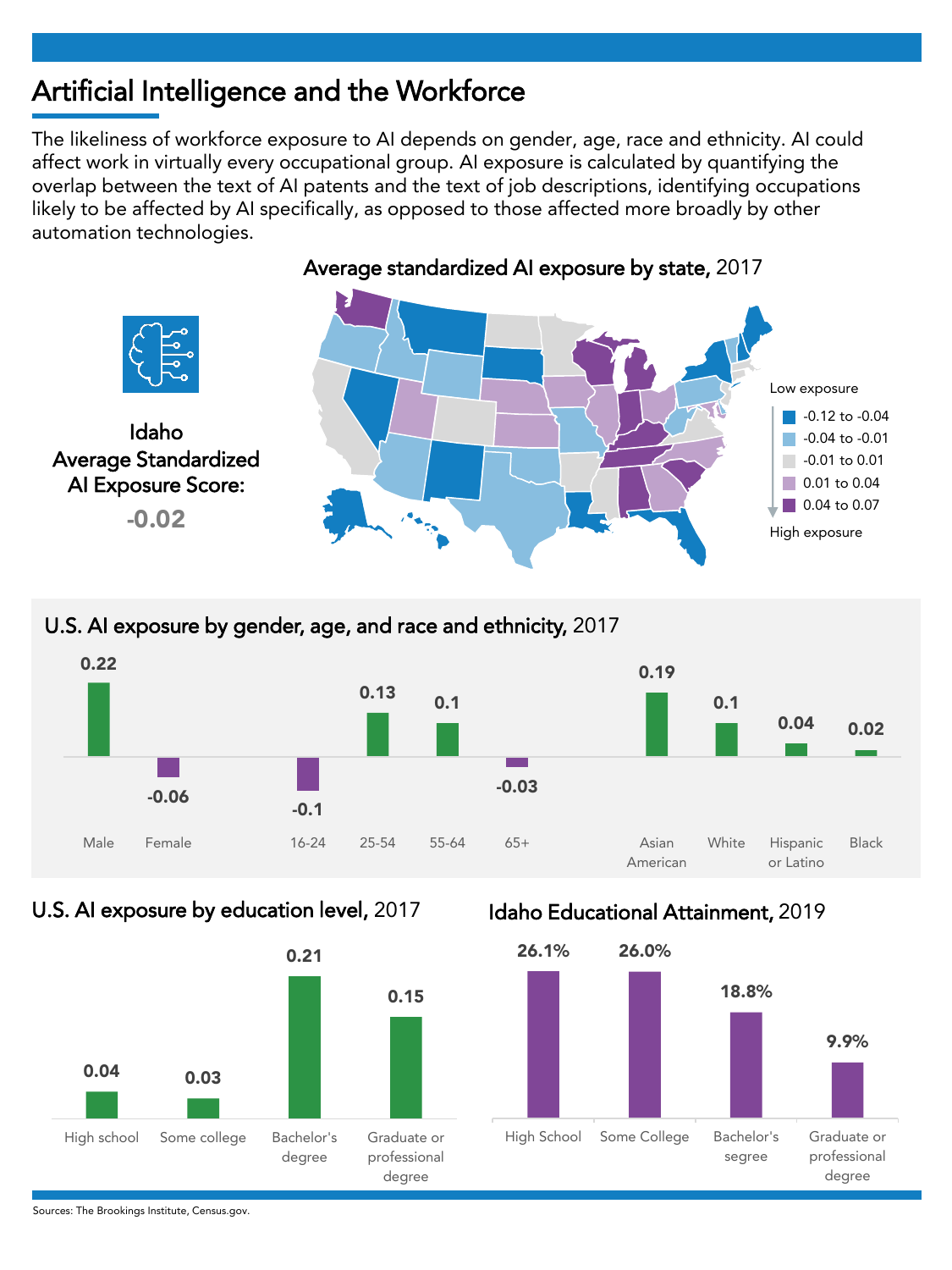# Artificial Intelligence and the Workforce

The likeliness of workforce exposure to AI depends on gender, age, race and ethnicity. AI could affect work in virtually every occupational group. AI exposure is calculated by quantifying the overlap between the text of AI patents and the text of job descriptions, identifying occupations likely to be affected by AI specifically, as opposed to those affected more broadly by other automation technologies.

**Average standardized AI exposure by state,** 2017

**Idaho Average Standardized AI Exposure Score:**

**-0.02**

Low exposure

- -0.12 to -0.04
- -0.04 to -0.01
- -0.01 to 0.01
- 0.01 to 0.04
- 0.04 to 0.07

High exposure

**U.S. AI exposure by gender, age, and race and ethnicity,** 2017

| Group | AI exposure |
| --- | --- |
| Male | 0.22 |
| Female | -0.06 |
| 16-24 | -0.1 |
| 25-54 | 0.13 |
| 55-64 | 0.1 |
| 65+ | -0.03 |
| Asian American | 0.19 |
| White | 0.1 |
| Hispanic or Latino | 0.04 |
| Black | 0.02 |

**U.S. AI exposure by education level,** 2017

| Education level | AI exposure |
| --- | --- |
| High school | 0.04 |
| Some college | 0.03 |
| Bachelor's degree | 0.21 |
| Graduate or professional degree | 0.15 |

**Idaho Educational Attainment,** 2019

| Education level | Percent |
| --- | --- |
| High School | 26.1% |
| Some College | 26.0% |
| Bachelor's segree | 18.8% |
| Graduate or professional degree | 9.9% |

Sources: The Brookings Institute, Census.gov.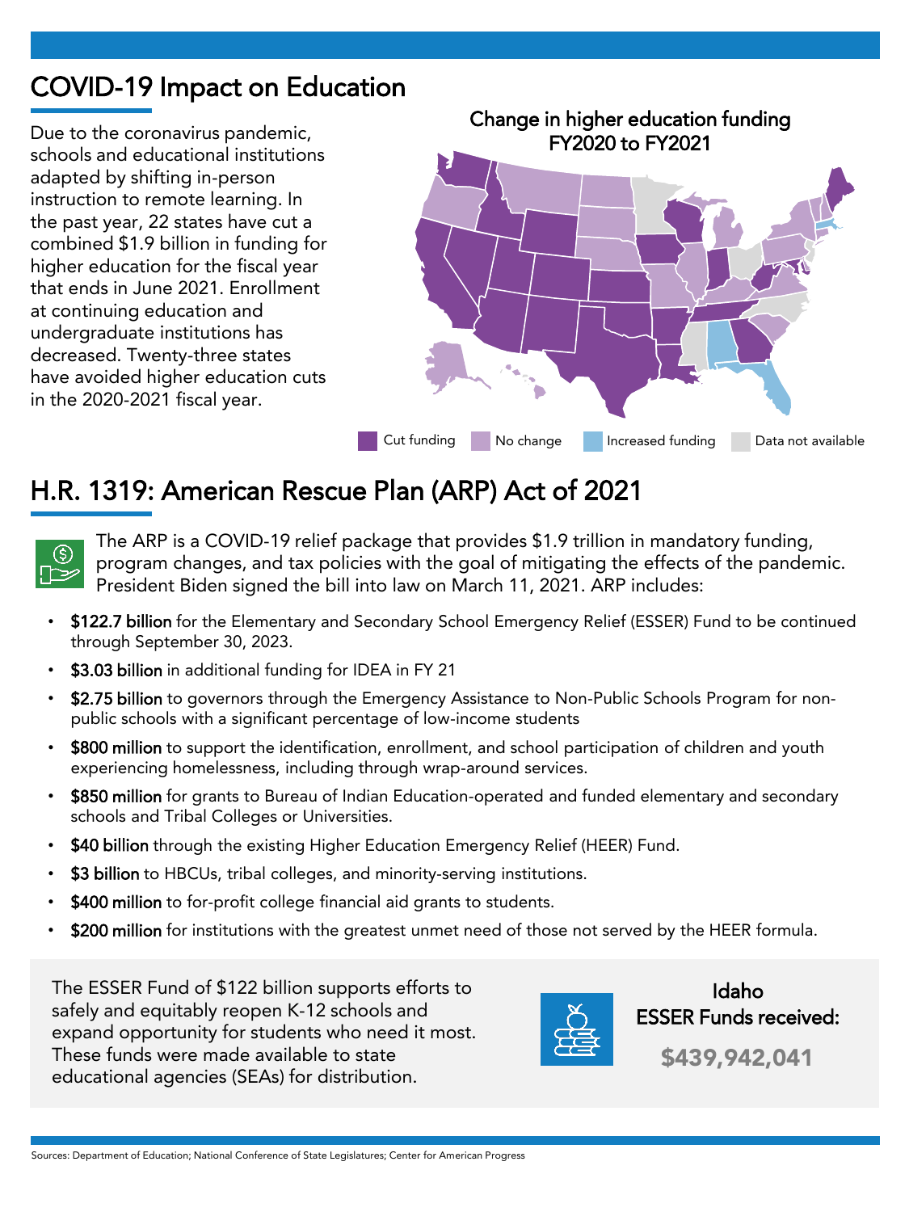# COVID-19 Impact on Education

Due to the coronavirus pandemic, schools and educational institutions adapted by shifting in-person instruction to remote learning. In the past year, 22 states have cut a combined $1.9 billion in funding for higher education for the fiscal year that ends in June 2021. Enrollment at continuing education and undergraduate institutions has decreased. Twenty-three states have avoided higher education cuts in the 2020-2021 fiscal year.

Change in higher education funding
FY2020 to FY2021

Cut funding
No change
Increased funding
Data not available

# H.R. 1319: American Rescue Plan (ARP) Act of 2021

The ARP is a COVID-19 relief package that provides $1.9 trillion in mandatory funding, program changes, and tax policies with the goal of mitigating the effects of the pandemic. President Biden signed the bill into law on March 11, 2021. ARP includes:

- **$122.7 billion** for the Elementary and Secondary School Emergency Relief (ESSER) Fund to be continued through September 30, 2023.
- **$3.03 billion** in additional funding for IDEA in FY 21
- **$2.75 billion** to governors through the Emergency Assistance to Non-Public Schools Program for non-public schools with a significant percentage of low-income students
- **$800 million** to support the identification, enrollment, and school participation of children and youth experiencing homelessness, including through wrap-around services.
- **$850 million** for grants to Bureau of Indian Education-operated and funded elementary and secondary schools and Tribal Colleges or Universities.
- **$40 billion** through the existing Higher Education Emergency Relief (HEER) Fund.
- **$3 billion** to HBCUs, tribal colleges, and minority-serving institutions.
- **$400 million** to for-profit college financial aid grants to students.
- **$200 million** for institutions with the greatest unmet need of those not served by the HEER formula.

The ESSER Fund of $122 billion supports efforts to safely and equitably reopen K-12 schools and expand opportunity for students who need it most. These funds were made available to state educational agencies (SEAs) for distribution.

Idaho
ESSER Funds received:

**$439,942,041**

Sources: Department of Education; National Conference of State Legislatures; Center for American Progress